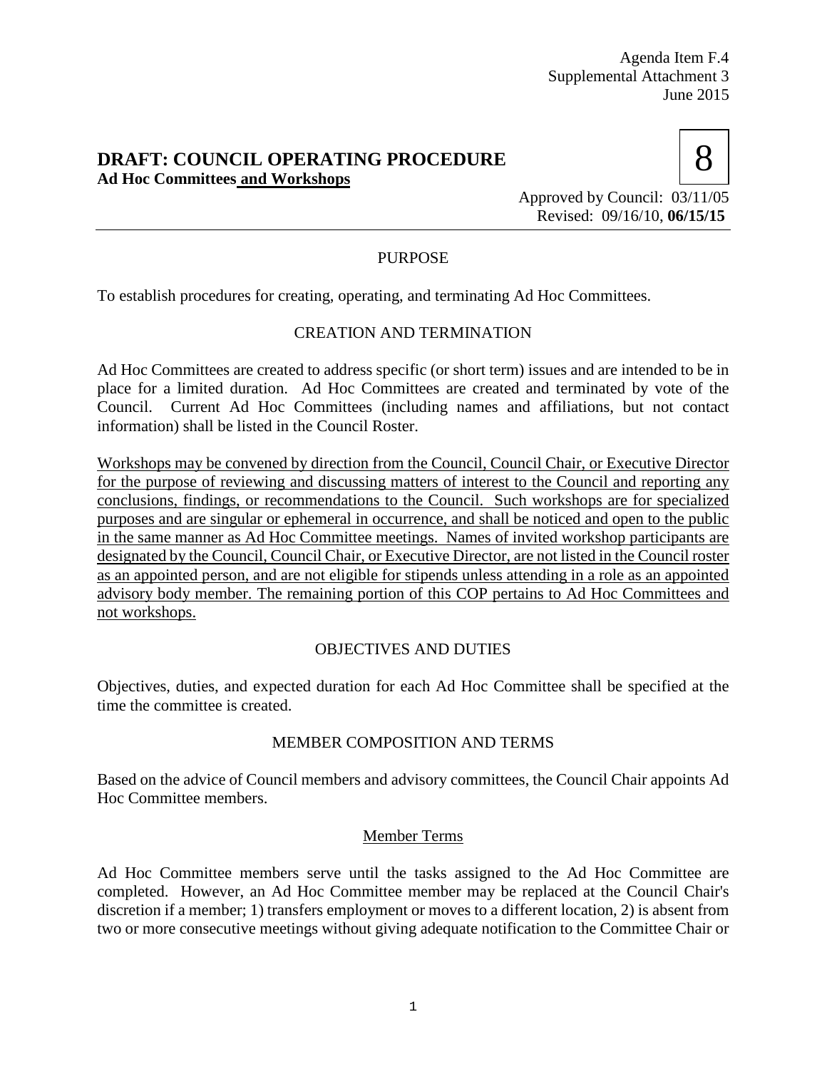Agenda Item F.4
Supplemental Attachment 3
June 2015

# DRAFT: COUNCIL OPERATING PROCEDURE

## Ad Hoc Committees and Workshops

**8**

Approved by Council: 03/11/05
Revised: 09/16/10, **06/15/15**

---

### PURPOSE

To establish procedures for creating, operating, and terminating Ad Hoc Committees.

### CREATION AND TERMINATION

Ad Hoc Committees are created to address specific (or short term) issues and are intended to be in place for a limited duration. Ad Hoc Committees are created and terminated by vote of the Council. Current Ad Hoc Committees (including names and affiliations, but not contact information) shall be listed in the Council Roster.

Workshops may be convened by direction from the Council, Council Chair, or Executive Director for the purpose of reviewing and discussing matters of interest to the Council and reporting any conclusions, findings, or recommendations to the Council. Such workshops are for specialized purposes and are singular or ephemeral in occurrence, and shall be noticed and open to the public in the same manner as Ad Hoc Committee meetings. Names of invited workshop participants are designated by the Council, Council Chair, or Executive Director, are not listed in the Council roster as an appointed person, and are not eligible for stipends unless attending in a role as an appointed advisory body member. The remaining portion of this COP pertains to Ad Hoc Committees and not workshops.

### OBJECTIVES AND DUTIES

Objectives, duties, and expected duration for each Ad Hoc Committee shall be specified at the time the committee is created.

### MEMBER COMPOSITION AND TERMS

Based on the advice of Council members and advisory committees, the Council Chair appoints Ad Hoc Committee members.

#### Member Terms

Ad Hoc Committee members serve until the tasks assigned to the Ad Hoc Committee are completed. However, an Ad Hoc Committee member may be replaced at the Council Chair's discretion if a member; 1) transfers employment or moves to a different location, 2) is absent from two or more consecutive meetings without giving adequate notification to the Committee Chair or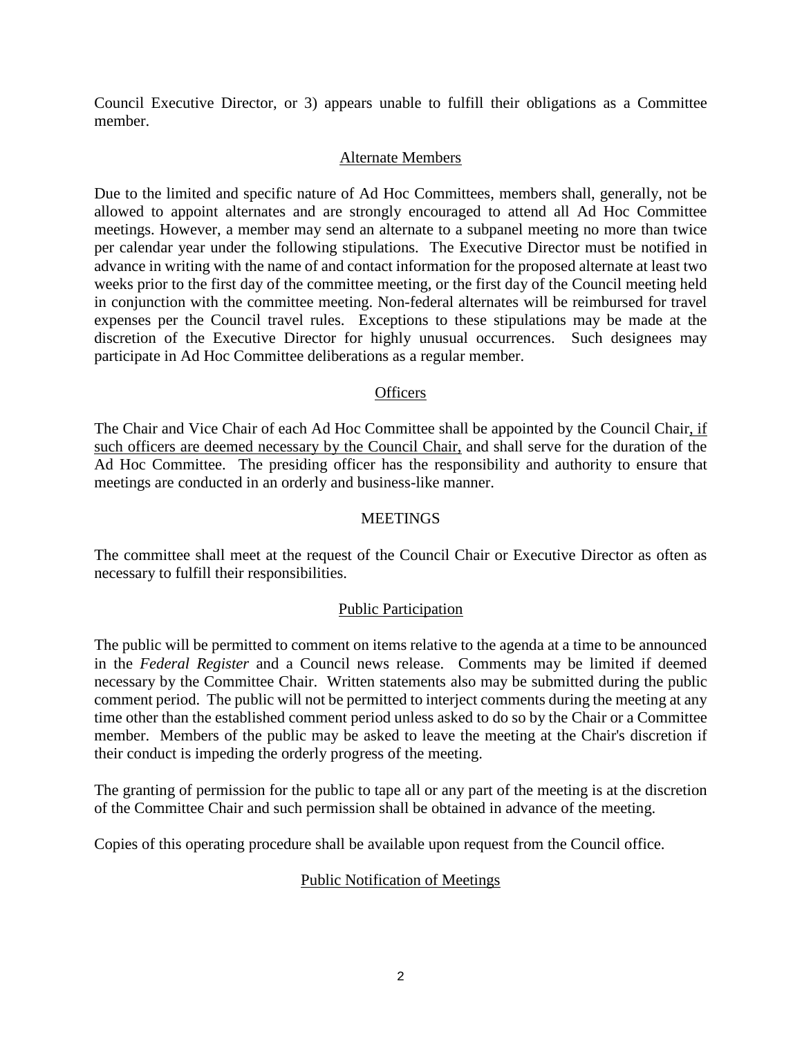Council Executive Director, or 3) appears unable to fulfill their obligations as a Committee member.

### Alternate Members

Due to the limited and specific nature of Ad Hoc Committees, members shall, generally, not be allowed to appoint alternates and are strongly encouraged to attend all Ad Hoc Committee meetings. However, a member may send an alternate to a subpanel meeting no more than twice per calendar year under the following stipulations. The Executive Director must be notified in advance in writing with the name of and contact information for the proposed alternate at least two weeks prior to the first day of the committee meeting, or the first day of the Council meeting held in conjunction with the committee meeting. Non-federal alternates will be reimbursed for travel expenses per the Council travel rules. Exceptions to these stipulations may be made at the discretion of the Executive Director for highly unusual occurrences. Such designees may participate in Ad Hoc Committee deliberations as a regular member.

### Officers

The Chair and Vice Chair of each Ad Hoc Committee shall be appointed by the Council Chair<u>, if such officers are deemed necessary by the Council Chair,</u> and shall serve for the duration of the Ad Hoc Committee. The presiding officer has the responsibility and authority to ensure that meetings are conducted in an orderly and business-like manner.

## MEETINGS

The committee shall meet at the request of the Council Chair or Executive Director as often as necessary to fulfill their responsibilities.

### Public Participation

The public will be permitted to comment on items relative to the agenda at a time to be announced in the *Federal Register* and a Council news release. Comments may be limited if deemed necessary by the Committee Chair. Written statements also may be submitted during the public comment period. The public will not be permitted to interject comments during the meeting at any time other than the established comment period unless asked to do so by the Chair or a Committee member. Members of the public may be asked to leave the meeting at the Chair's discretion if their conduct is impeding the orderly progress of the meeting.

The granting of permission for the public to tape all or any part of the meeting is at the discretion of the Committee Chair and such permission shall be obtained in advance of the meeting.

Copies of this operating procedure shall be available upon request from the Council office.

### Public Notification of Meetings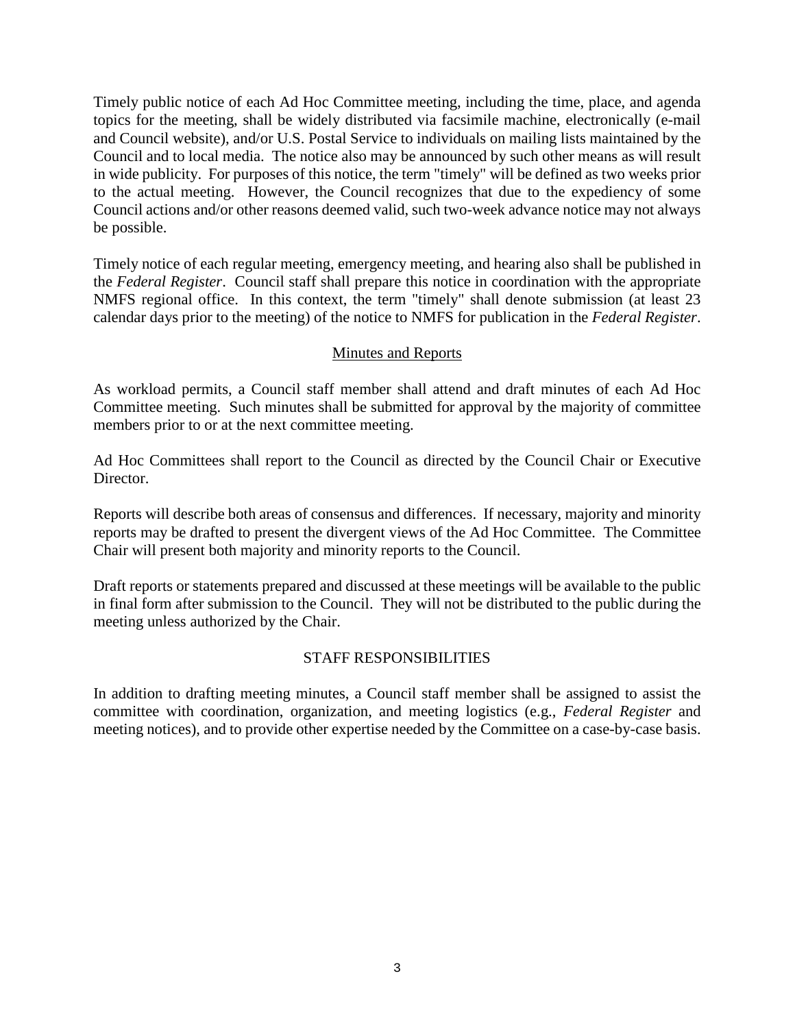Timely public notice of each Ad Hoc Committee meeting, including the time, place, and agenda topics for the meeting, shall be widely distributed via facsimile machine, electronically (e-mail and Council website), and/or U.S. Postal Service to individuals on mailing lists maintained by the Council and to local media. The notice also may be announced by such other means as will result in wide publicity. For purposes of this notice, the term "timely" will be defined as two weeks prior to the actual meeting. However, the Council recognizes that due to the expediency of some Council actions and/or other reasons deemed valid, such two-week advance notice may not always be possible.

Timely notice of each regular meeting, emergency meeting, and hearing also shall be published in the *Federal Register*. Council staff shall prepare this notice in coordination with the appropriate NMFS regional office. In this context, the term "timely" shall denote submission (at least 23 calendar days prior to the meeting) of the notice to NMFS for publication in the *Federal Register*.

### Minutes and Reports

As workload permits, a Council staff member shall attend and draft minutes of each Ad Hoc Committee meeting. Such minutes shall be submitted for approval by the majority of committee members prior to or at the next committee meeting.

Ad Hoc Committees shall report to the Council as directed by the Council Chair or Executive Director.

Reports will describe both areas of consensus and differences. If necessary, majority and minority reports may be drafted to present the divergent views of the Ad Hoc Committee. The Committee Chair will present both majority and minority reports to the Council.

Draft reports or statements prepared and discussed at these meetings will be available to the public in final form after submission to the Council. They will not be distributed to the public during the meeting unless authorized by the Chair.

## STAFF RESPONSIBILITIES

In addition to drafting meeting minutes, a Council staff member shall be assigned to assist the committee with coordination, organization, and meeting logistics (e.g., *Federal Register* and meeting notices), and to provide other expertise needed by the Committee on a case-by-case basis.